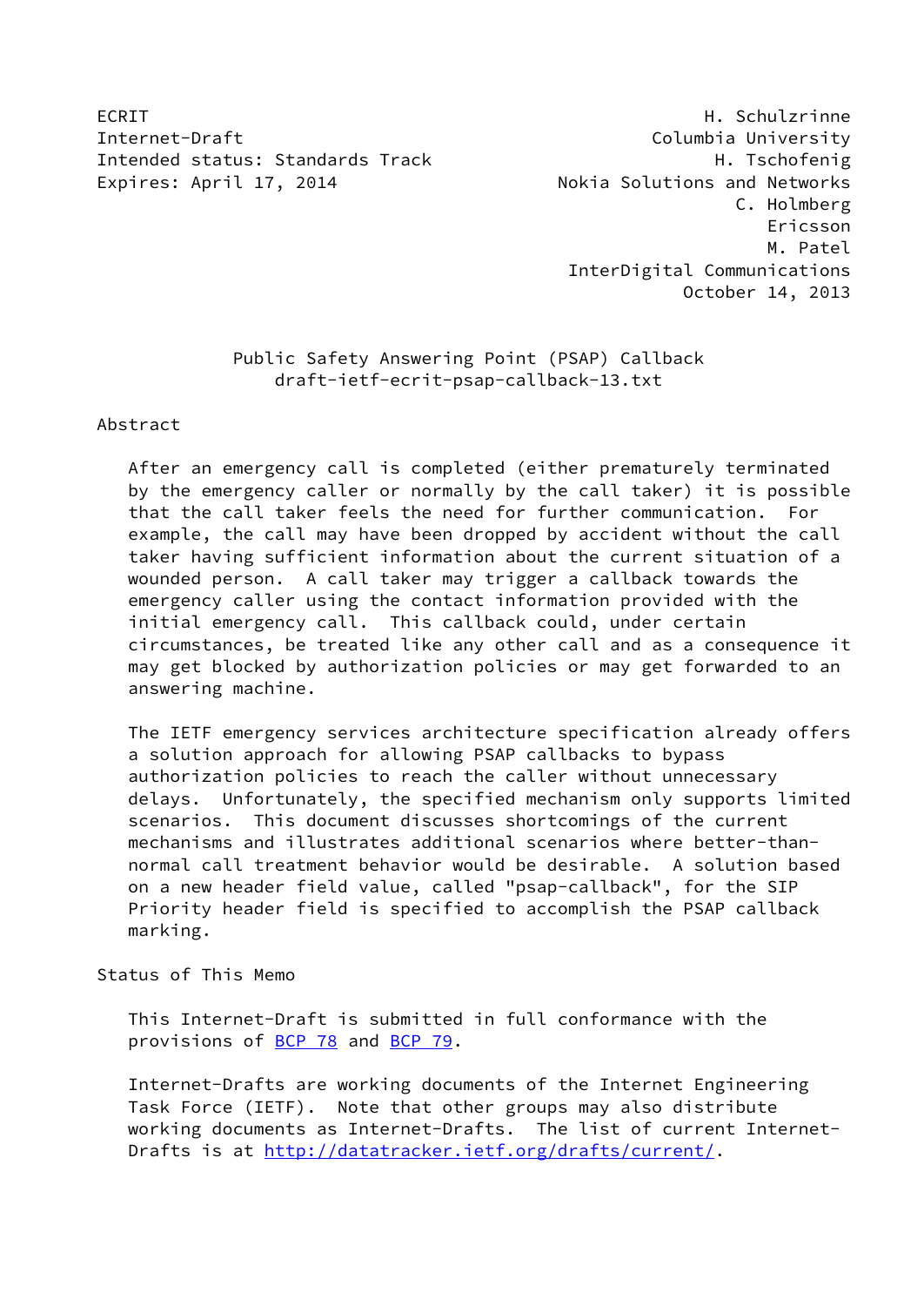ECRIT H. Schulzrinne
Internet-Draft Columbia University
Intended status: Standards Track H. Tschofenig
Expires: April 17, 2014 Nokia Solutions and Networks
C. Holmberg
Ericsson
M. Patel
InterDigital Communications
October 14, 2013

# Public Safety Answering Point (PSAP) Callback
draft-ietf-ecrit-psap-callback-13.txt

## Abstract

After an emergency call is completed (either prematurely terminated by the emergency caller or normally by the call taker) it is possible that the call taker feels the need for further communication. For example, the call may have been dropped by accident without the call taker having sufficient information about the current situation of a wounded person. A call taker may trigger a callback towards the emergency caller using the contact information provided with the initial emergency call. This callback could, under certain circumstances, be treated like any other call and as a consequence it may get blocked by authorization policies or may get forwarded to an answering machine.

The IETF emergency services architecture specification already offers a solution approach for allowing PSAP callbacks to bypass authorization policies to reach the caller without unnecessary delays. Unfortunately, the specified mechanism only supports limited scenarios. This document discusses shortcomings of the current mechanisms and illustrates additional scenarios where better-than-normal call treatment behavior would be desirable. A solution based on a new header field value, called "psap-callback", for the SIP Priority header field is specified to accomplish the PSAP callback marking.

## Status of This Memo

This Internet-Draft is submitted in full conformance with the provisions of BCP 78 and BCP 79.

Internet-Drafts are working documents of the Internet Engineering Task Force (IETF). Note that other groups may also distribute working documents as Internet-Drafts. The list of current Internet-Drafts is at http://datatracker.ietf.org/drafts/current/.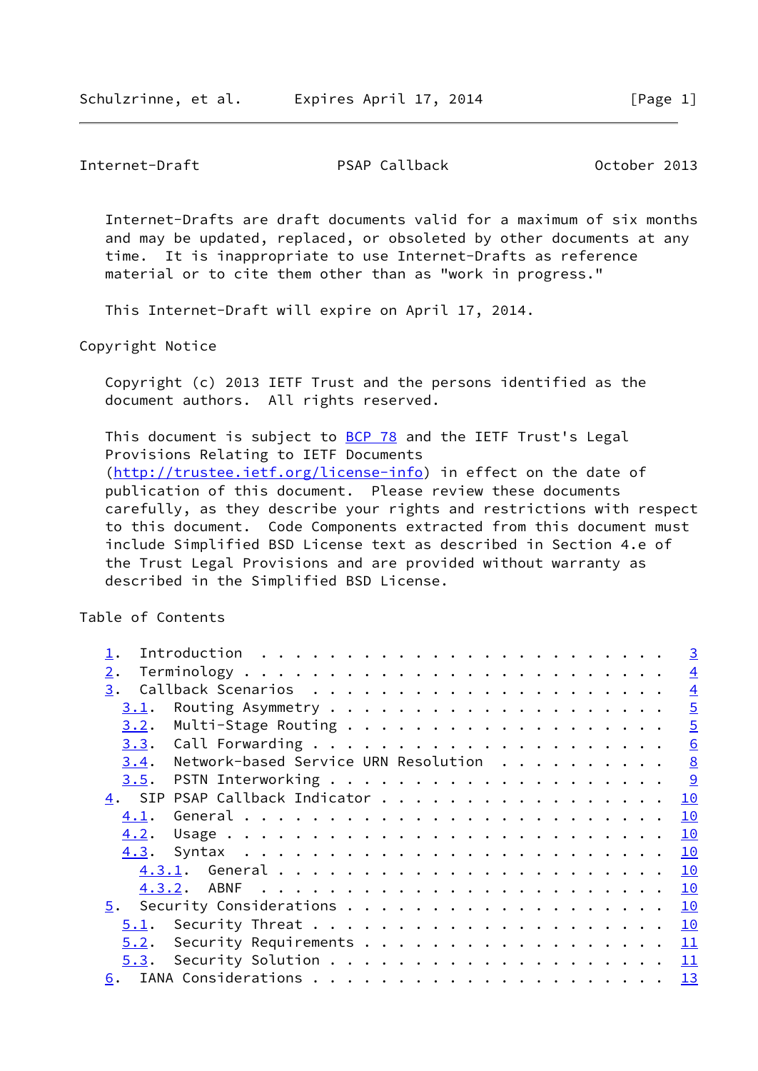Internet-Drafts are draft documents valid for a maximum of six months and may be updated, replaced, or obsoleted by other documents at any time. It is inappropriate to use Internet-Drafts as reference material or to cite them other than as "work in progress."

This Internet-Draft will expire on April 17, 2014.

## Copyright Notice

Copyright (c) 2013 IETF Trust and the persons identified as the document authors. All rights reserved.

This document is subject to BCP 78 and the IETF Trust's Legal Provisions Relating to IETF Documents (http://trustee.ietf.org/license-info) in effect on the date of publication of this document. Please review these documents carefully, as they describe your rights and restrictions with respect to this document. Code Components extracted from this document must include Simplified BSD License text as described in Section 4.e of the Trust Legal Provisions and are provided without warranty as described in the Simplified BSD License.

## Table of Contents

```
   1.  Introduction . . . . . . . . . . . . . . . . . . . . . . . .   3
   2.  Terminology  . . . . . . . . . . . . . . . . . . . . . . . .   4
   3.  Callback Scenarios . . . . . . . . . . . . . . . . . . . . .   4
     3.1.  Routing Asymmetry  . . . . . . . . . . . . . . . . . . .   5
     3.2.  Multi-Stage Routing  . . . . . . . . . . . . . . . . . .   5
     3.3.  Call Forwarding  . . . . . . . . . . . . . . . . . . . .   6
     3.4.  Network-based Service URN Resolution . . . . . . . . . .   8
     3.5.  PSTN Interworking  . . . . . . . . . . . . . . . . . . .   9
   4.  SIP PSAP Callback Indicator  . . . . . . . . . . . . . . . .  10
     4.1.  General  . . . . . . . . . . . . . . . . . . . . . . . .  10
     4.2.  Usage  . . . . . . . . . . . . . . . . . . . . . . . . .  10
     4.3.  Syntax . . . . . . . . . . . . . . . . . . . . . . . . .  10
       4.3.1.  General  . . . . . . . . . . . . . . . . . . . . . .  10
       4.3.2.  ABNF . . . . . . . . . . . . . . . . . . . . . . . .  10
   5.  Security Considerations  . . . . . . . . . . . . . . . . . .  10
     5.1.  Security Threat  . . . . . . . . . . . . . . . . . . . .  10
     5.2.  Security Requirements  . . . . . . . . . . . . . . . . .  11
     5.3.  Security Solution  . . . . . . . . . . . . . . . . . . .  11
   6.  IANA Considerations  . . . . . . . . . . . . . . . . . . . .  13
```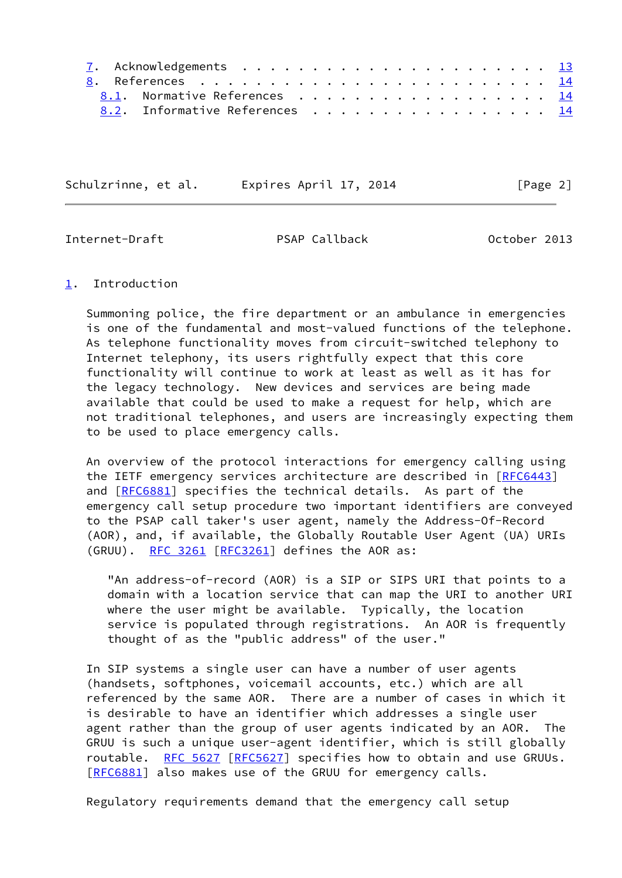7. Acknowledgements . . . . . . . . . . . . . . . . . . . . . . . 13
8. References . . . . . . . . . . . . . . . . . . . . . . . . . . 14
   8.1. Normative References . . . . . . . . . . . . . . . . . . . 14
   8.2. Informative References . . . . . . . . . . . . . . . . . . 14

# 1. Introduction

Summoning police, the fire department or an ambulance in emergencies is one of the fundamental and most-valued functions of the telephone. As telephone functionality moves from circuit-switched telephony to Internet telephony, its users rightfully expect that this core functionality will continue to work at least as well as it has for the legacy technology. New devices and services are being made available that could be used to make a request for help, which are not traditional telephones, and users are increasingly expecting them to be used to place emergency calls.

An overview of the protocol interactions for emergency calling using the IETF emergency services architecture are described in [RFC6443] and [RFC6881] specifies the technical details. As part of the emergency call setup procedure two important identifiers are conveyed to the PSAP call taker's user agent, namely the Address-Of-Record (AOR), and, if available, the Globally Routable User Agent (UA) URIs (GRUU). RFC 3261 [RFC3261] defines the AOR as:

> "An address-of-record (AOR) is a SIP or SIPS URI that points to a domain with a location service that can map the URI to another URI where the user might be available. Typically, the location service is populated through registrations. An AOR is frequently thought of as the "public address" of the user."

In SIP systems a single user can have a number of user agents (handsets, softphones, voicemail accounts, etc.) which are all referenced by the same AOR. There are a number of cases in which it is desirable to have an identifier which addresses a single user agent rather than the group of user agents indicated by an AOR. The GRUU is such a unique user-agent identifier, which is still globally routable. RFC 5627 [RFC5627] specifies how to obtain and use GRUUs. [RFC6881] also makes use of the GRUU for emergency calls.

Regulatory requirements demand that the emergency call setup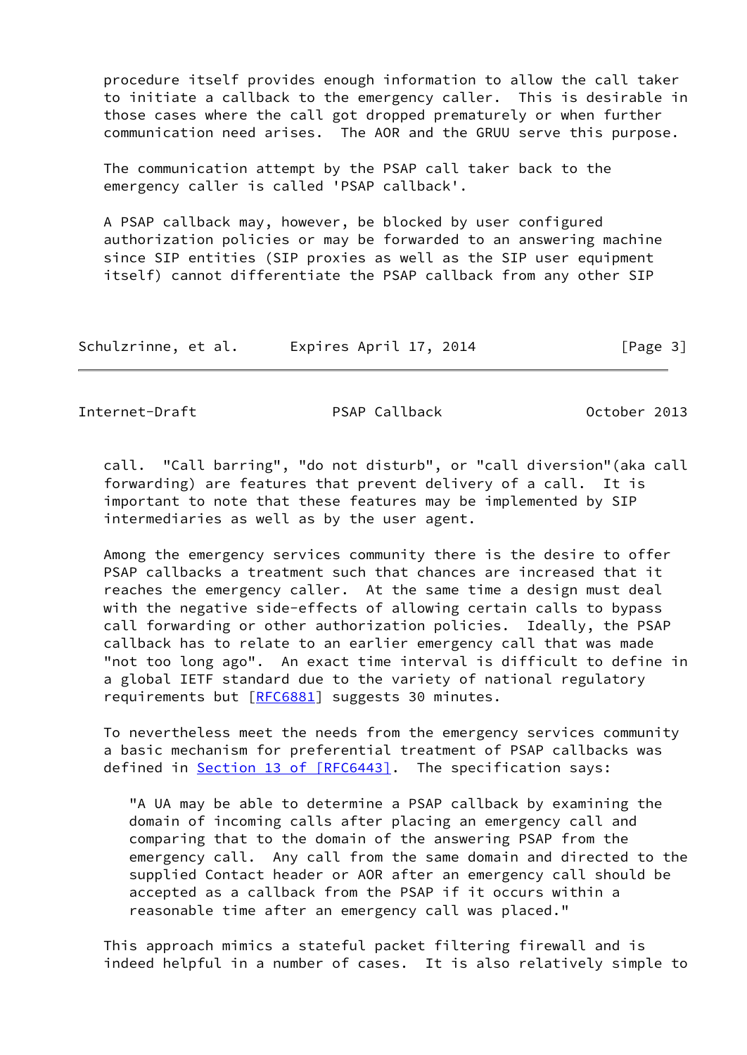procedure itself provides enough information to allow the call taker to initiate a callback to the emergency caller. This is desirable in those cases where the call got dropped prematurely or when further communication need arises. The AOR and the GRUU serve this purpose.

The communication attempt by the PSAP call taker back to the emergency caller is called 'PSAP callback'.

A PSAP callback may, however, be blocked by user configured authorization policies or may be forwarded to an answering machine since SIP entities (SIP proxies as well as the SIP user equipment itself) cannot differentiate the PSAP callback from any other SIP call. "Call barring", "do not disturb", or "call diversion"(aka call forwarding) are features that prevent delivery of a call. It is important to note that these features may be implemented by SIP intermediaries as well as by the user agent.

Among the emergency services community there is the desire to offer PSAP callbacks a treatment such that chances are increased that it reaches the emergency caller. At the same time a design must deal with the negative side-effects of allowing certain calls to bypass call forwarding or other authorization policies. Ideally, the PSAP callback has to relate to an earlier emergency call that was made "not too long ago". An exact time interval is difficult to define in a global IETF standard due to the variety of national regulatory requirements but [RFC6881] suggests 30 minutes.

To nevertheless meet the needs from the emergency services community a basic mechanism for preferential treatment of PSAP callbacks was defined in Section 13 of [RFC6443]. The specification says:

> "A UA may be able to determine a PSAP callback by examining the domain of incoming calls after placing an emergency call and comparing that to the domain of the answering PSAP from the emergency call. Any call from the same domain and directed to the supplied Contact header or AOR after an emergency call should be accepted as a callback from the PSAP if it occurs within a reasonable time after an emergency call was placed."

This approach mimics a stateful packet filtering firewall and is indeed helpful in a number of cases. It is also relatively simple to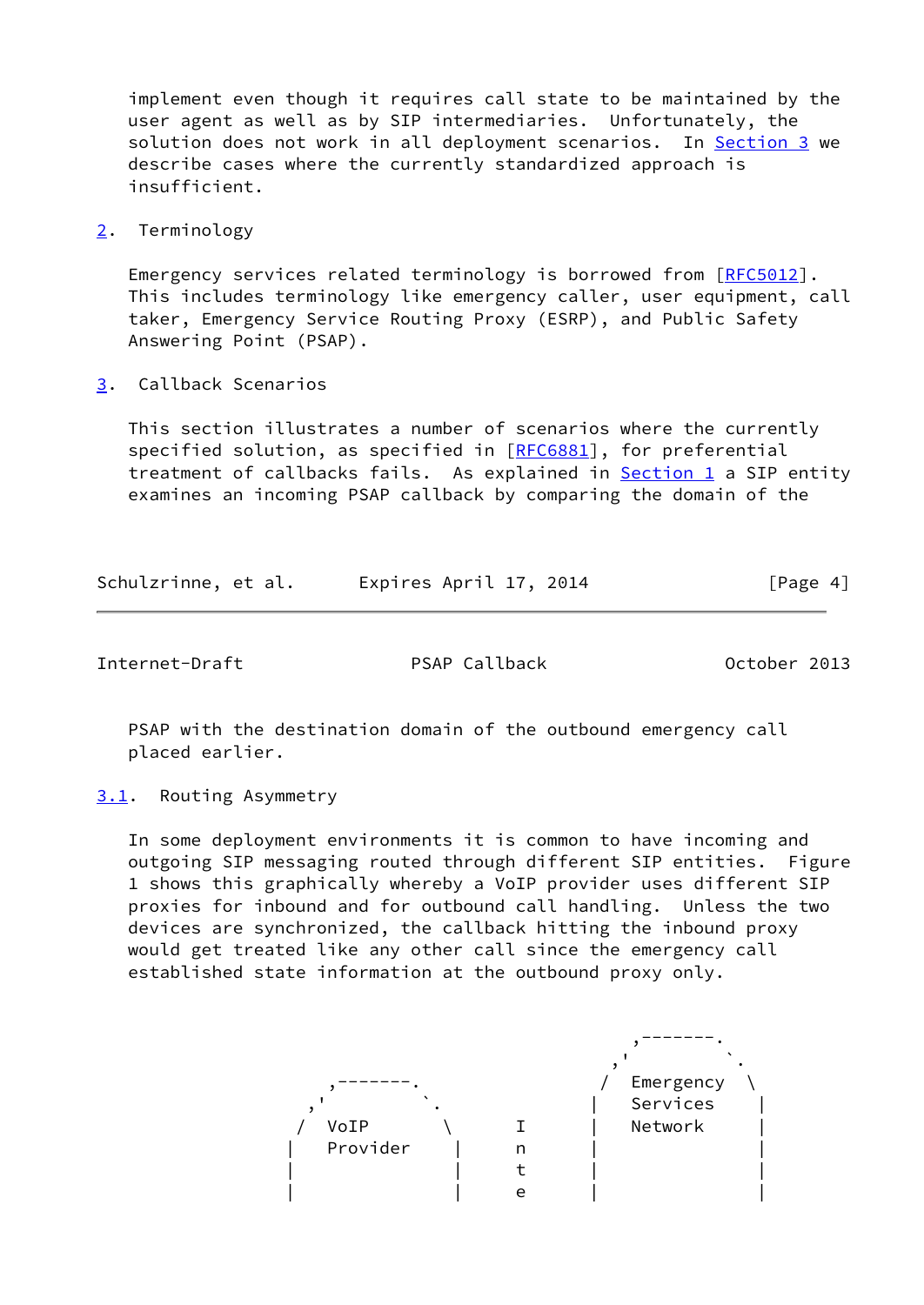implement even though it requires call state to be maintained by the user agent as well as by SIP intermediaries. Unfortunately, the solution does not work in all deployment scenarios. In Section 3 we describe cases where the currently standardized approach is insufficient.

## 2. Terminology

Emergency services related terminology is borrowed from [RFC5012]. This includes terminology like emergency caller, user equipment, call taker, Emergency Service Routing Proxy (ESRP), and Public Safety Answering Point (PSAP).

## 3. Callback Scenarios

This section illustrates a number of scenarios where the currently specified solution, as specified in [RFC6881], for preferential treatment of callbacks fails. As explained in Section 1 a SIP entity examines an incoming PSAP callback by comparing the domain of the PSAP with the destination domain of the outbound emergency call placed earlier.

### 3.1. Routing Asymmetry

In some deployment environments it is common to have incoming and outgoing SIP messaging routed through different SIP entities. Figure 1 shows this graphically whereby a VoIP provider uses different SIP proxies for inbound and for outbound call handling. Unless the two devices are synchronized, the callback hitting the inbound proxy would get treated like any other call since the emergency call established state information at the outbound proxy only.

```
                                              ,-------.
                                            ,'         `.
            ,-------.                      /  Emergency  \
          ,'         `.                   |   Services    |
         /  VoIP       \        I         |   Network     |
        |   Provider    |       n         |               |
        |               |       t         |               |
        |               |       e         |               |
```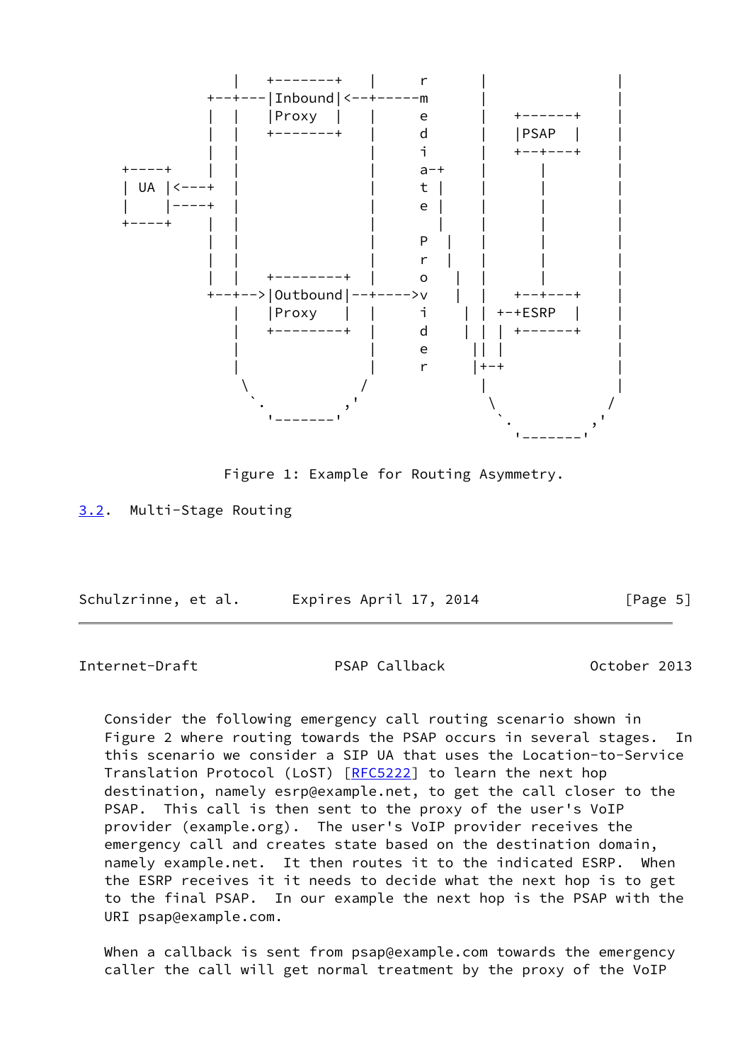```
             |    +-------+    |      r       |               |
          +--+---|Inbound|<--+-----m       |               |
          |  |   |Proxy  |   |      e       |   +------+    |
          |  |   +-------+   |      d       |   |PSAP  |    |
          |  |               |      i       |   +--+---+    |
 +----+   |  |               |      a-+     |      |        |
 | UA |<---+  |               |      t |     |      |        |
 |    |----+  |               |      e |     |      |        |
 +----+   |  |               |        |     |      |        |
          |  |               |      P  |    |      |        |
          |  |               |      r  |    |      |        |
          |  |   +--------+  |      o   |   |      |        |
          +--+-->|Outbound|--+---->v    |   |   +--+---+    |
             |   |Proxy   |  |      i    |  | +-+ESRP  |    |
             |   +--------+  |      d    |  | | +------+    |
             |               |      e     || |              |
             |               |      r     |+-+              |
              \             /             |                 |
               `.         ,'               \               /
                 '-------'                  `.           ,'
                                              '-------'
```

Figure 1: Example for Routing Asymmetry.

## 3.2. Multi-Stage Routing

Consider the following emergency call routing scenario shown in Figure 2 where routing towards the PSAP occurs in several stages. In this scenario we consider a SIP UA that uses the Location-to-Service Translation Protocol (LoST) [RFC5222] to learn the next hop destination, namely esrp@example.net, to get the call closer to the PSAP. This call is then sent to the proxy of the user's VoIP provider (example.org). The user's VoIP provider receives the emergency call and creates state based on the destination domain, namely example.net. It then routes it to the indicated ESRP. When the ESRP receives it it needs to decide what the next hop is to get to the final PSAP. In our example the next hop is the PSAP with the URI psap@example.com.

When a callback is sent from psap@example.com towards the emergency caller the call will get normal treatment by the proxy of the VoIP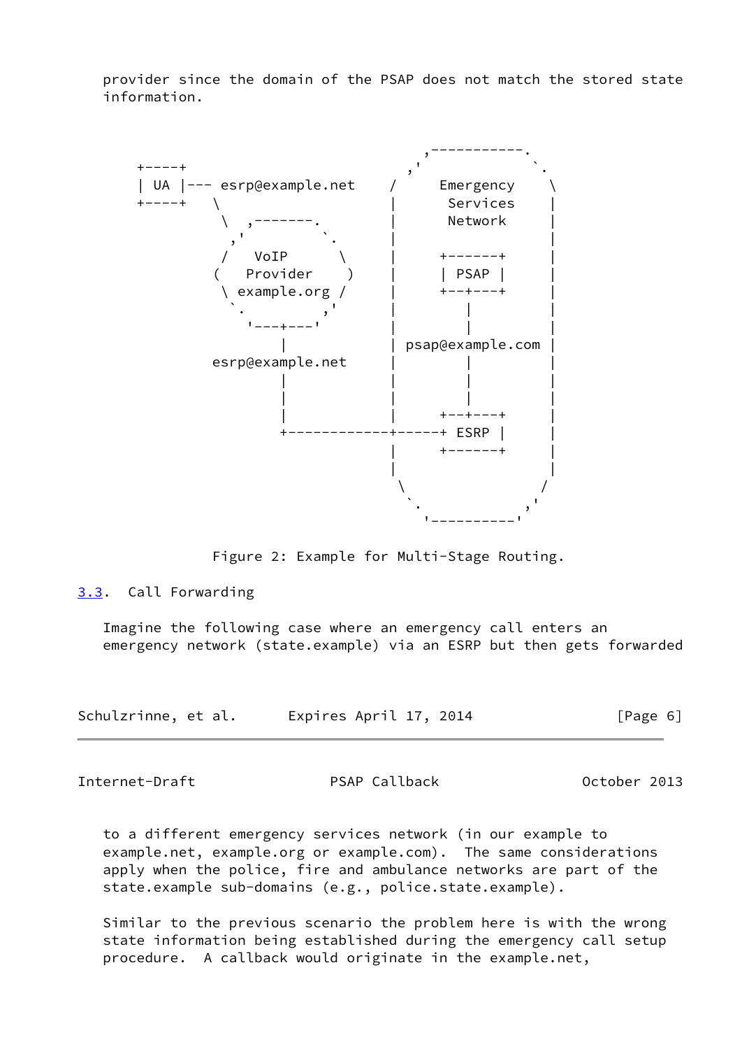provider since the domain of the PSAP does not match the stored state information.

```
                                          ,-----------.
   +----+                               ,'             `.
   | UA |--- esrp@example.net          /    Emergency    \
   +----+    \                        |      Services     |
              \  ,-------.            |      Network      |
               ,'         `.          |                   |
              /   VoIP      \         |      +------+     |
             (   Provider    )        |      | PSAP |     |
              \ example.org /         |      +--+---+     |
               `.         ,'          |         |         |
                 '---+---'            |         |         |
                     |                | psap@example.com  |
              esrp@example.net        |         |         |
                     |                |         |         |
                     |                |         |         |
                     |                |      +--+---+     |
                     +------------+------+ ESRP |         |
                                  |      +------+         |
                                  |                       |
                                   \                     /
                                    `.                 ,'
                                      '---------------'
```

Figure 2: Example for Multi-Stage Routing.

## 3.3. Call Forwarding

Imagine the following case where an emergency call enters an emergency network (state.example) via an ESRP but then gets forwarded to a different emergency services network (in our example to example.net, example.org or example.com). The same considerations apply when the police, fire and ambulance networks are part of the state.example sub-domains (e.g., police.state.example).

Similar to the previous scenario the problem here is with the wrong state information being established during the emergency call setup procedure. A callback would originate in the example.net,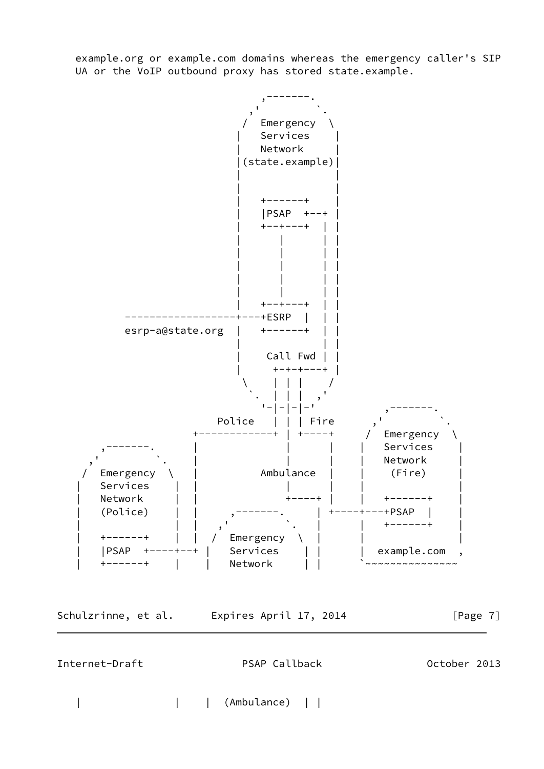example.org or example.com domains whereas the emergency caller's SIP UA or the VoIP outbound proxy has stored state.example.

```
                                   ,-------.
                                 ,'         `.
                                /  Emergency  \
                               |   Services    |
                               |   Network     |
                               |(state.example)|
                               |               |
                               |               |
                               |   +------+    |
                               |   |PSAP  +--+ |
                               |   +--+---+  | |
                               |      |      | |
                               |      |      | |
                               |      |      | |
                               |      |      | |
                               |      |      | |
                               |   +--+---+  | |
           -----------------+---+ESRP  |  | |
           esrp-a@state.org  |   +------+  | |
                               |             | |
                               |    Call Fwd | |
                               |     +-+-+---+ |
                                \    | | |    /
                                 `.  | | |  ,'
                                   '-|-|-|-'                ,-------.
                           Police    | | | Fire          ,'         `.
                        +------------+ | +----+         /  Emergency  \
        ,-------.       |              |      |        |   Services    |
      ,'         `.     |              |      |        |   Network     |
     /  Emergency  \    |          Ambulance  |        |    (Fire)     |
    |   Services    |   |              |      |        |               |
    |   Network     |   |              +----+ |        |   +------+    |
    |   (Police)    |   |     ,-------.     | +----+---+PSAP  |    |
    |               |   |   ,'         `.   |      |   +------+    |
    |   +------+    |   |  /  Emergency  \  |      |               |
    |   |PSAP  +----+---+ |   Services    | |      |  example.com  ,
    |   +------+    |     |   Network     | |      `~~~~~~~~~~~~~~~
```

```
    |               |     |  (Ambulance)  | |
```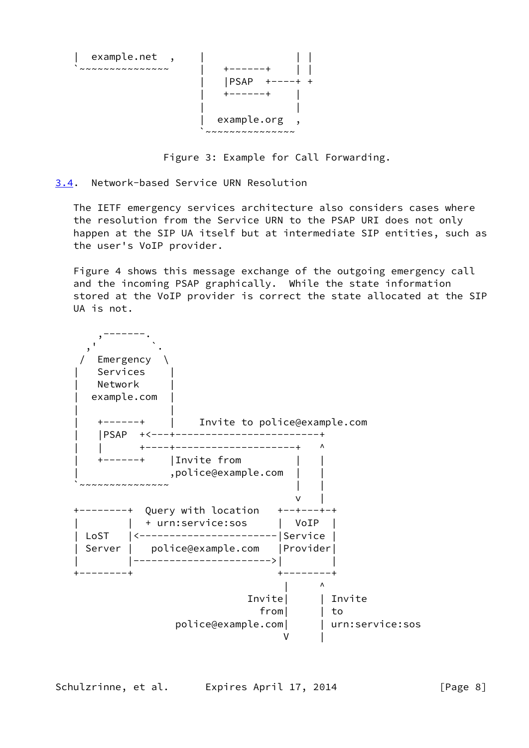```
   |  example.net  ,     |               | |
   `~~~~~~~~~~~~~~~      |   +------+    | |
                         |   |PSAP  +----+ +
                         |   +------+    |
                         |               |
                         |  example.org  ,
                         `~~~~~~~~~~~~~~~
```

Figure 3: Example for Call Forwarding.

## 3.4. Network-based Service URN Resolution

The IETF emergency services architecture also considers cases where the resolution from the Service URN to the PSAP URI does not only happen at the SIP UA itself but at intermediate SIP entities, such as the user's VoIP provider.

Figure 4 shows this message exchange of the outgoing emergency call and the incoming PSAP graphically. While the state information stored at the VoIP provider is correct the state allocated at the SIP UA is not.

```
       ,-------.
     ,'         `.
    /  Emergency  \
   |   Services    |
   |   Network     |
   |  example.com  |
   |               |
   |   +------+    |    Invite to police@example.com
   |   |PSAP  +<---+------------------------+
   |   |      +----+--------------------+   ^
   |   +------+    |Invite from         |   |
   |               ,police@example.com  |   |
   `~~~~~~~~~~~~~~~                     |   |
                                        v   |
   +--------+  Query with location   +--+---+-+
   |        |  + urn:service:sos     |  VoIP  |
   | LoST   |<-----------------------|Service |
   | Server |   police@example.com   |Provider|
   |        |----------------------->|        |
   +--------+                        +--------+
                                       |     ^
                                 Invite|     | Invite
                                   from|     | to
                     police@example.com|     | urn:service:sos
                                       V     |
```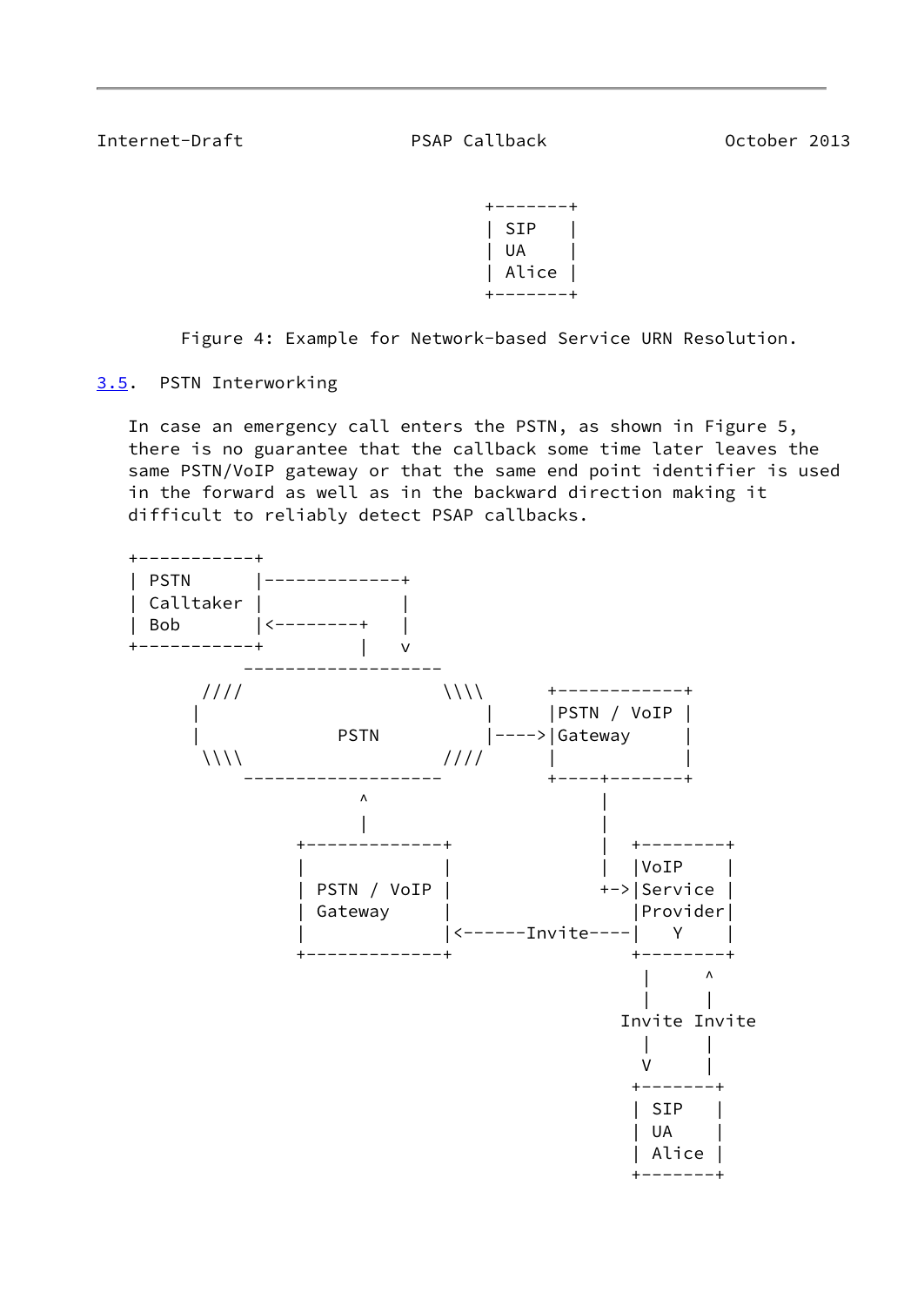```
                                         +-------+
                                         | SIP   |
                                         | UA    |
                                         | Alice |
                                         +-------+
```

Figure 4: Example for Network-based Service URN Resolution.

### 3.5. PSTN Interworking

In case an emergency call enters the PSTN, as shown in Figure 5, there is no guarantee that the callback some time later leaves the same PSTN/VoIP gateway or that the same end point identifier is used in the forward as well as in the backward direction making it difficult to reliably detect PSAP callbacks.

```
   +-----------+
   | PSTN      |-------------+
   | Calltaker |             |
   | Bob       |<--------+   |
   +-----------+         |   v
             -------------------
       ////                   \\\\      +------------+
      |                         |      |PSTN / VoIP |
      |           PSTN          |----->|Gateway     |
       \\\\                   ////      |            |
             -------------------        +----+-------+
                         ^                   |
                         |                   |
                +-------------+              |   +--------+
                |             |              |   |VoIP    |
                | PSTN / VoIP |              +-->|Service |
                | Gateway     |                  |Provider|
                |             |<------Invite----|   Y    |
                +-------------+                  +--------+
                                                  |     ^
                                                  |     |
                                                Invite Invite
                                                  |     |
                                                  V     |
                                                 +-------+
                                                 | SIP   |
                                                 | UA    |
                                                 | Alice |
                                                 +-------+
```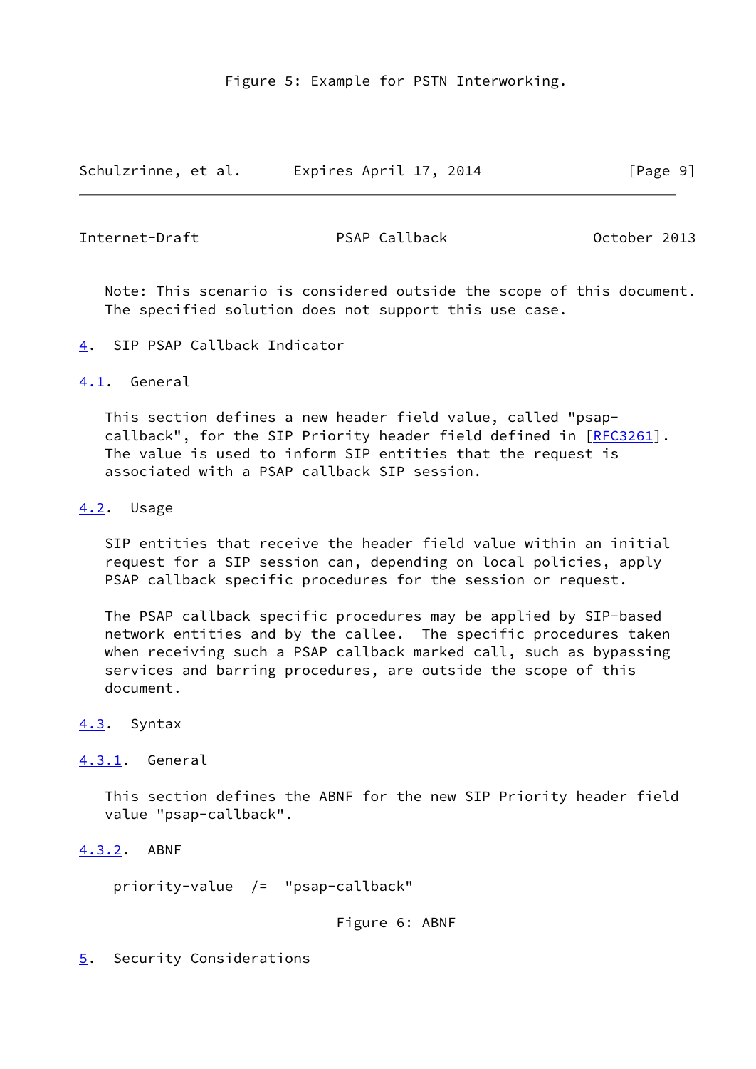Figure 5: Example for PSTN Interworking.

Note: This scenario is considered outside the scope of this document. The specified solution does not support this use case.

# 4. SIP PSAP Callback Indicator

## 4.1. General

This section defines a new header field value, called "psap-callback", for the SIP Priority header field defined in [RFC3261]. The value is used to inform SIP entities that the request is associated with a PSAP callback SIP session.

## 4.2. Usage

SIP entities that receive the header field value within an initial request for a SIP session can, depending on local policies, apply PSAP callback specific procedures for the session or request.

The PSAP callback specific procedures may be applied by SIP-based network entities and by the callee. The specific procedures taken when receiving such a PSAP callback marked call, such as bypassing services and barring procedures, are outside the scope of this document.

## 4.3. Syntax

### 4.3.1. General

This section defines the ABNF for the new SIP Priority header field value "psap-callback".

### 4.3.2. ABNF

```
priority-value  /=  "psap-callback"
```

Figure 6: ABNF

# 5. Security Considerations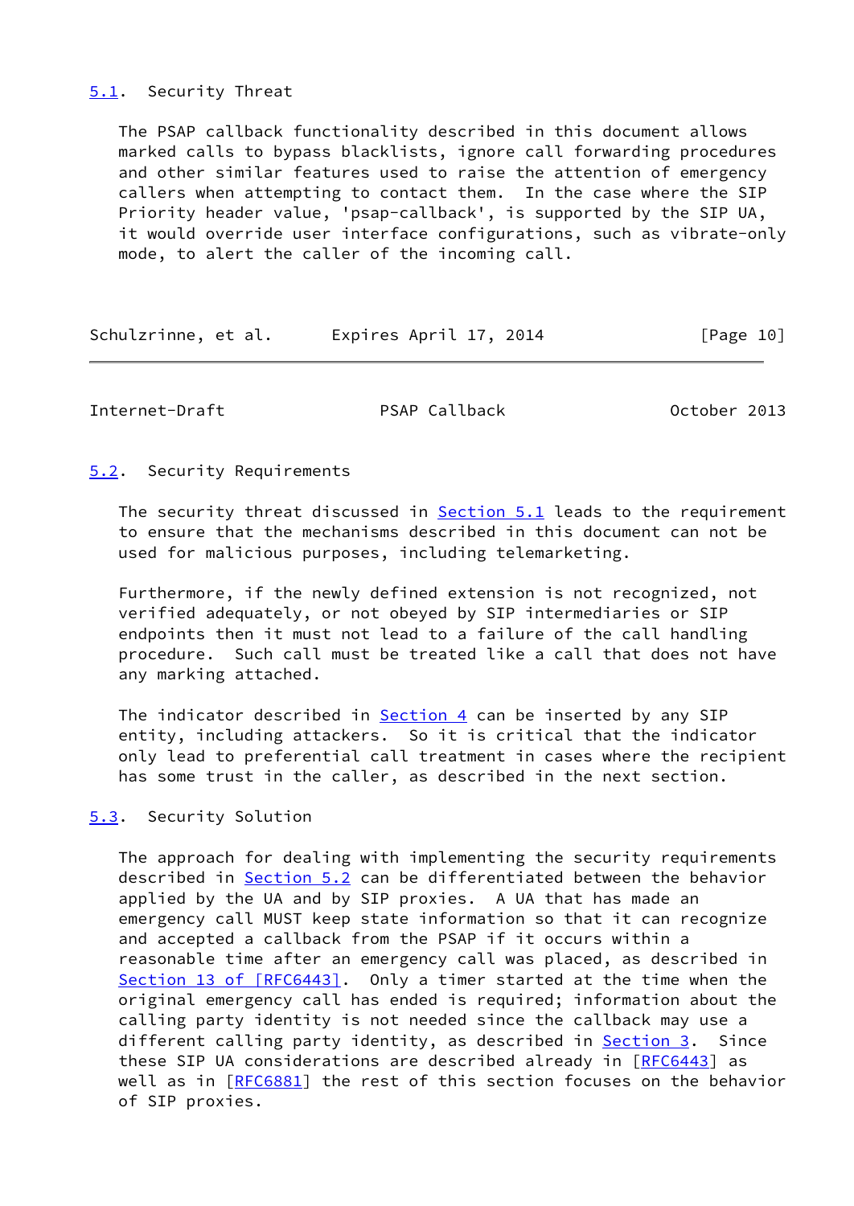## 5.1. Security Threat

The PSAP callback functionality described in this document allows marked calls to bypass blacklists, ignore call forwarding procedures and other similar features used to raise the attention of emergency callers when attempting to contact them. In the case where the SIP Priority header value, 'psap-callback', is supported by the SIP UA, it would override user interface configurations, such as vibrate-only mode, to alert the caller of the incoming call.

## 5.2. Security Requirements

The security threat discussed in Section 5.1 leads to the requirement to ensure that the mechanisms described in this document can not be used for malicious purposes, including telemarketing.

Furthermore, if the newly defined extension is not recognized, not verified adequately, or not obeyed by SIP intermediaries or SIP endpoints then it must not lead to a failure of the call handling procedure. Such call must be treated like a call that does not have any marking attached.

The indicator described in Section 4 can be inserted by any SIP entity, including attackers. So it is critical that the indicator only lead to preferential call treatment in cases where the recipient has some trust in the caller, as described in the next section.

## 5.3. Security Solution

The approach for dealing with implementing the security requirements described in Section 5.2 can be differentiated between the behavior applied by the UA and by SIP proxies. A UA that has made an emergency call MUST keep state information so that it can recognize and accepted a callback from the PSAP if it occurs within a reasonable time after an emergency call was placed, as described in Section 13 of [RFC6443]. Only a timer started at the time when the original emergency call has ended is required; information about the calling party identity is not needed since the callback may use a different calling party identity, as described in Section 3. Since these SIP UA considerations are described already in [RFC6443] as well as in [RFC6881] the rest of this section focuses on the behavior of SIP proxies.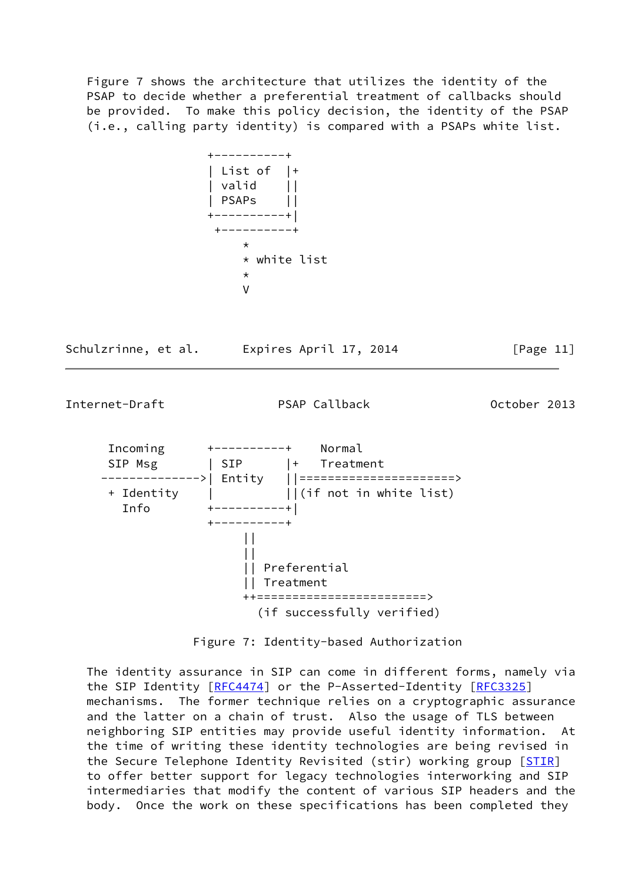Figure 7 shows the architecture that utilizes the identity of the PSAP to decide whether a preferential treatment of callbacks should be provided. To make this policy decision, the identity of the PSAP (i.e., calling party identity) is compared with a PSAPs white list.

```
                  +----------+
                  | List of  |+
                  | valid    ||
                  | PSAPs    ||
                  +----------+|
                   +----------+
                       *
                       * white list
                       *
                       V
  Incoming        +----------+    Normal
  SIP Msg         | SIP      |+   Treatment
 -------------->| Entity   ||=====================>
  + Identity      |          ||(if not in white list)
    Info          +----------+|
                  +----------+
                       ||
                       ||
                       || Preferential
                       || Treatment
                       ++========================>
                         (if successfully verified)
```

Figure 7: Identity-based Authorization

The identity assurance in SIP can come in different forms, namely via the SIP Identity [RFC4474] or the P-Asserted-Identity [RFC3325] mechanisms. The former technique relies on a cryptographic assurance and the latter on a chain of trust. Also the usage of TLS between neighboring SIP entities may provide useful identity information. At the time of writing these identity technologies are being revised in the Secure Telephone Identity Revisited (stir) working group [STIR] to offer better support for legacy technologies interworking and SIP intermediaries that modify the content of various SIP headers and the body. Once the work on these specifications has been completed they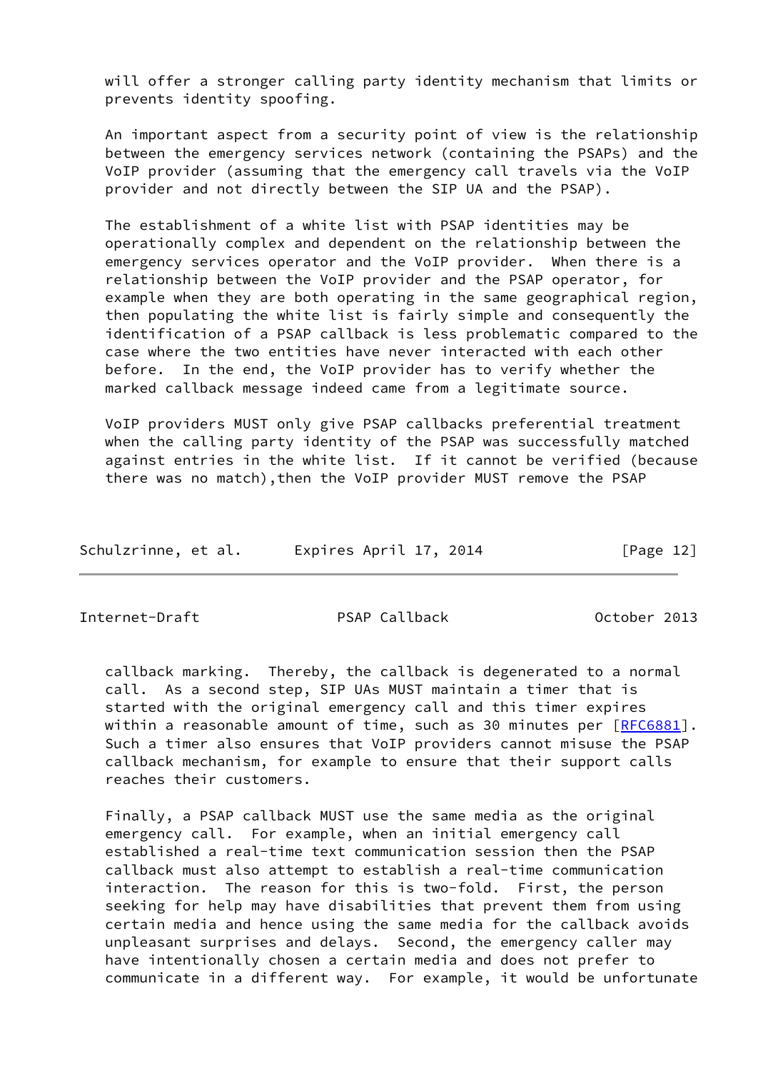will offer a stronger calling party identity mechanism that limits or prevents identity spoofing.

An important aspect from a security point of view is the relationship between the emergency services network (containing the PSAPs) and the VoIP provider (assuming that the emergency call travels via the VoIP provider and not directly between the SIP UA and the PSAP).

The establishment of a white list with PSAP identities may be operationally complex and dependent on the relationship between the emergency services operator and the VoIP provider. When there is a relationship between the VoIP provider and the PSAP operator, for example when they are both operating in the same geographical region, then populating the white list is fairly simple and consequently the identification of a PSAP callback is less problematic compared to the case where the two entities have never interacted with each other before. In the end, the VoIP provider has to verify whether the marked callback message indeed came from a legitimate source.

VoIP providers MUST only give PSAP callbacks preferential treatment when the calling party identity of the PSAP was successfully matched against entries in the white list. If it cannot be verified (because there was no match),then the VoIP provider MUST remove the PSAP callback marking. Thereby, the callback is degenerated to a normal call. As a second step, SIP UAs MUST maintain a timer that is started with the original emergency call and this timer expires within a reasonable amount of time, such as 30 minutes per [RFC6881]. Such a timer also ensures that VoIP providers cannot misuse the PSAP callback mechanism, for example to ensure that their support calls reaches their customers.

Finally, a PSAP callback MUST use the same media as the original emergency call. For example, when an initial emergency call established a real-time text communication session then the PSAP callback must also attempt to establish a real-time communication interaction. The reason for this is two-fold. First, the person seeking for help may have disabilities that prevent them from using certain media and hence using the same media for the callback avoids unpleasant surprises and delays. Second, the emergency caller may have intentionally chosen a certain media and does not prefer to communicate in a different way. For example, it would be unfortunate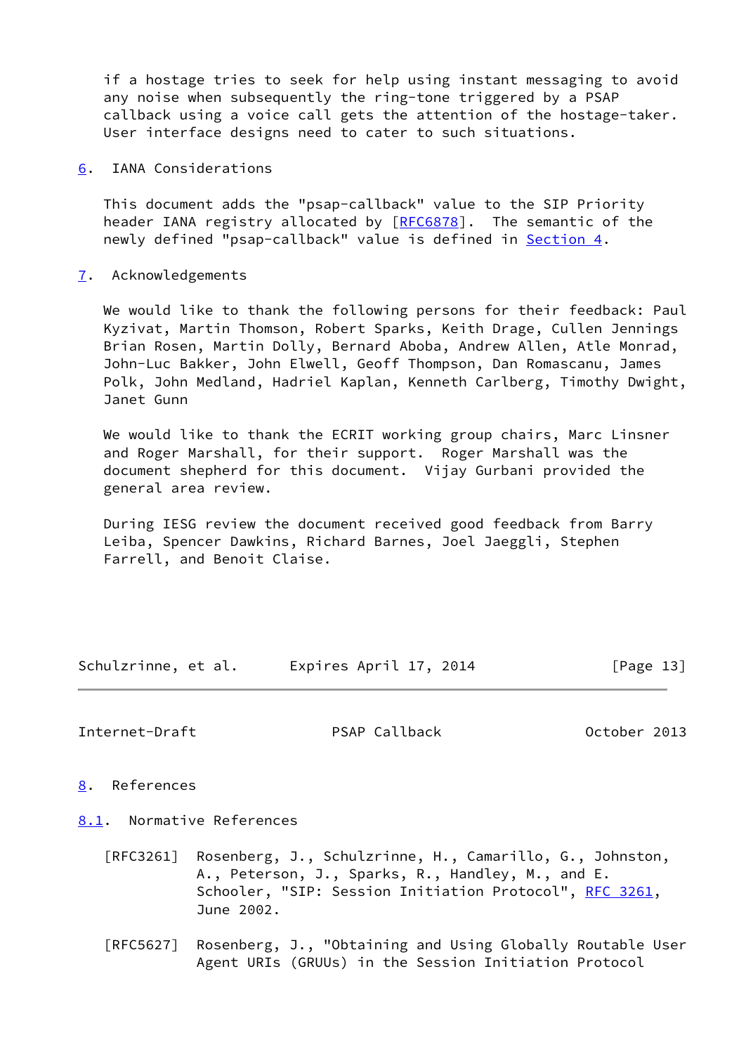if a hostage tries to seek for help using instant messaging to avoid any noise when subsequently the ring-tone triggered by a PSAP callback using a voice call gets the attention of the hostage-taker. User interface designs need to cater to such situations.

## 6. IANA Considerations

This document adds the "psap-callback" value to the SIP Priority header IANA registry allocated by [RFC6878]. The semantic of the newly defined "psap-callback" value is defined in Section 4.

## 7. Acknowledgements

We would like to thank the following persons for their feedback: Paul Kyzivat, Martin Thomson, Robert Sparks, Keith Drage, Cullen Jennings Brian Rosen, Martin Dolly, Bernard Aboba, Andrew Allen, Atle Monrad, John-Luc Bakker, John Elwell, Geoff Thompson, Dan Romascanu, James Polk, John Medland, Hadriel Kaplan, Kenneth Carlberg, Timothy Dwight, Janet Gunn

We would like to thank the ECRIT working group chairs, Marc Linsner and Roger Marshall, for their support. Roger Marshall was the document shepherd for this document. Vijay Gurbani provided the general area review.

During IESG review the document received good feedback from Barry Leiba, Spencer Dawkins, Richard Barnes, Joel Jaeggli, Stephen Farrell, and Benoit Claise.

## 8. References

### 8.1. Normative References

[RFC3261] Rosenberg, J., Schulzrinne, H., Camarillo, G., Johnston, A., Peterson, J., Sparks, R., Handley, M., and E. Schooler, "SIP: Session Initiation Protocol", RFC 3261, June 2002.

[RFC5627] Rosenberg, J., "Obtaining and Using Globally Routable User Agent URIs (GRUUs) in the Session Initiation Protocol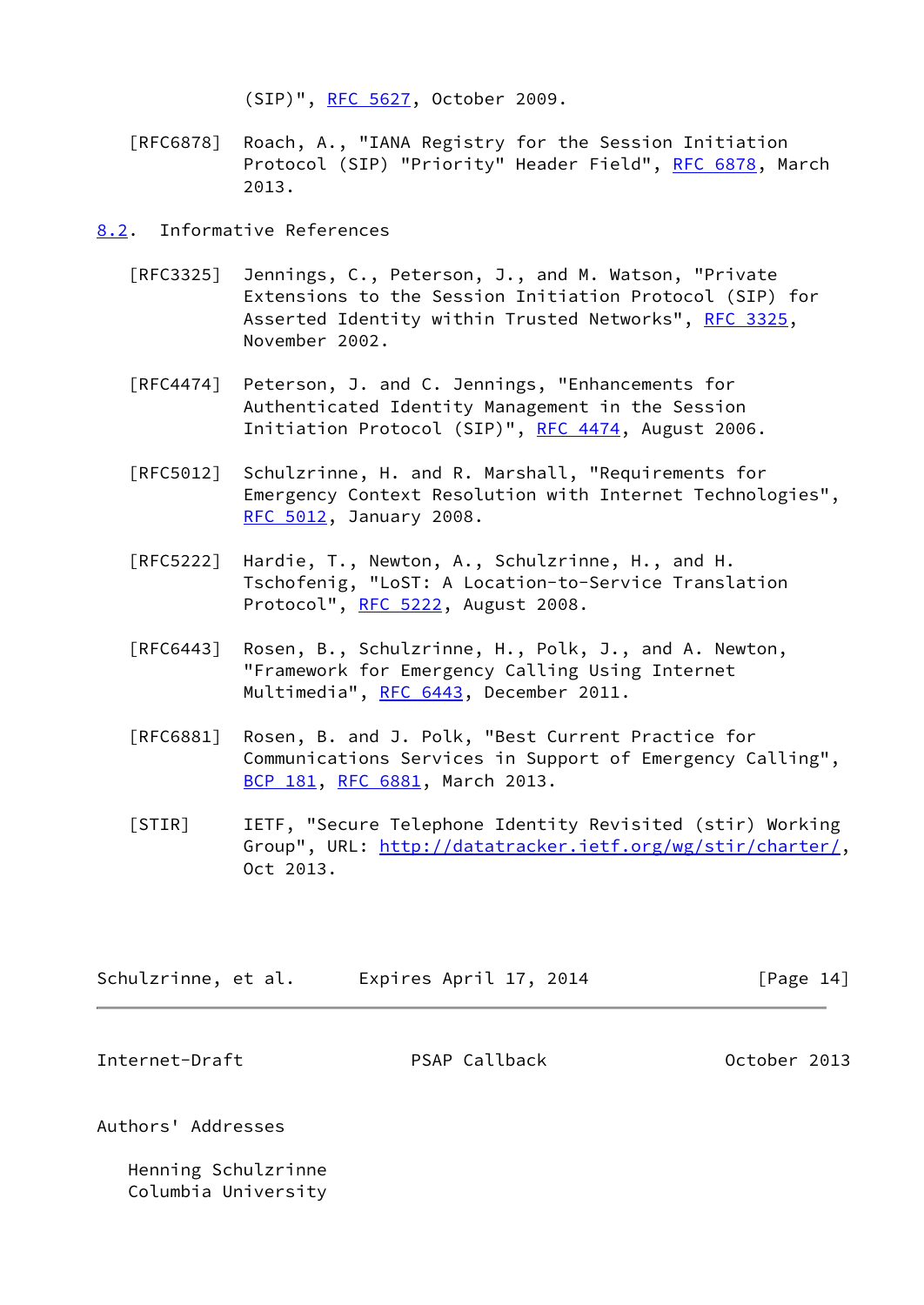(SIP)", RFC 5627, October 2009.

[RFC6878] Roach, A., "IANA Registry for the Session Initiation Protocol (SIP) "Priority" Header Field", RFC 6878, March 2013.

### 8.2. Informative References

[RFC3325] Jennings, C., Peterson, J., and M. Watson, "Private Extensions to the Session Initiation Protocol (SIP) for Asserted Identity within Trusted Networks", RFC 3325, November 2002.

[RFC4474] Peterson, J. and C. Jennings, "Enhancements for Authenticated Identity Management in the Session Initiation Protocol (SIP)", RFC 4474, August 2006.

[RFC5012] Schulzrinne, H. and R. Marshall, "Requirements for Emergency Context Resolution with Internet Technologies", RFC 5012, January 2008.

[RFC5222] Hardie, T., Newton, A., Schulzrinne, H., and H. Tschofenig, "LoST: A Location-to-Service Translation Protocol", RFC 5222, August 2008.

[RFC6443] Rosen, B., Schulzrinne, H., Polk, J., and A. Newton, "Framework for Emergency Calling Using Internet Multimedia", RFC 6443, December 2011.

[RFC6881] Rosen, B. and J. Polk, "Best Current Practice for Communications Services in Support of Emergency Calling", BCP 181, RFC 6881, March 2013.

[STIR] IETF, "Secure Telephone Identity Revisited (stir) Working Group", URL: http://datatracker.ietf.org/wg/stir/charter/, Oct 2013.

## Authors' Addresses

Henning Schulzrinne
Columbia University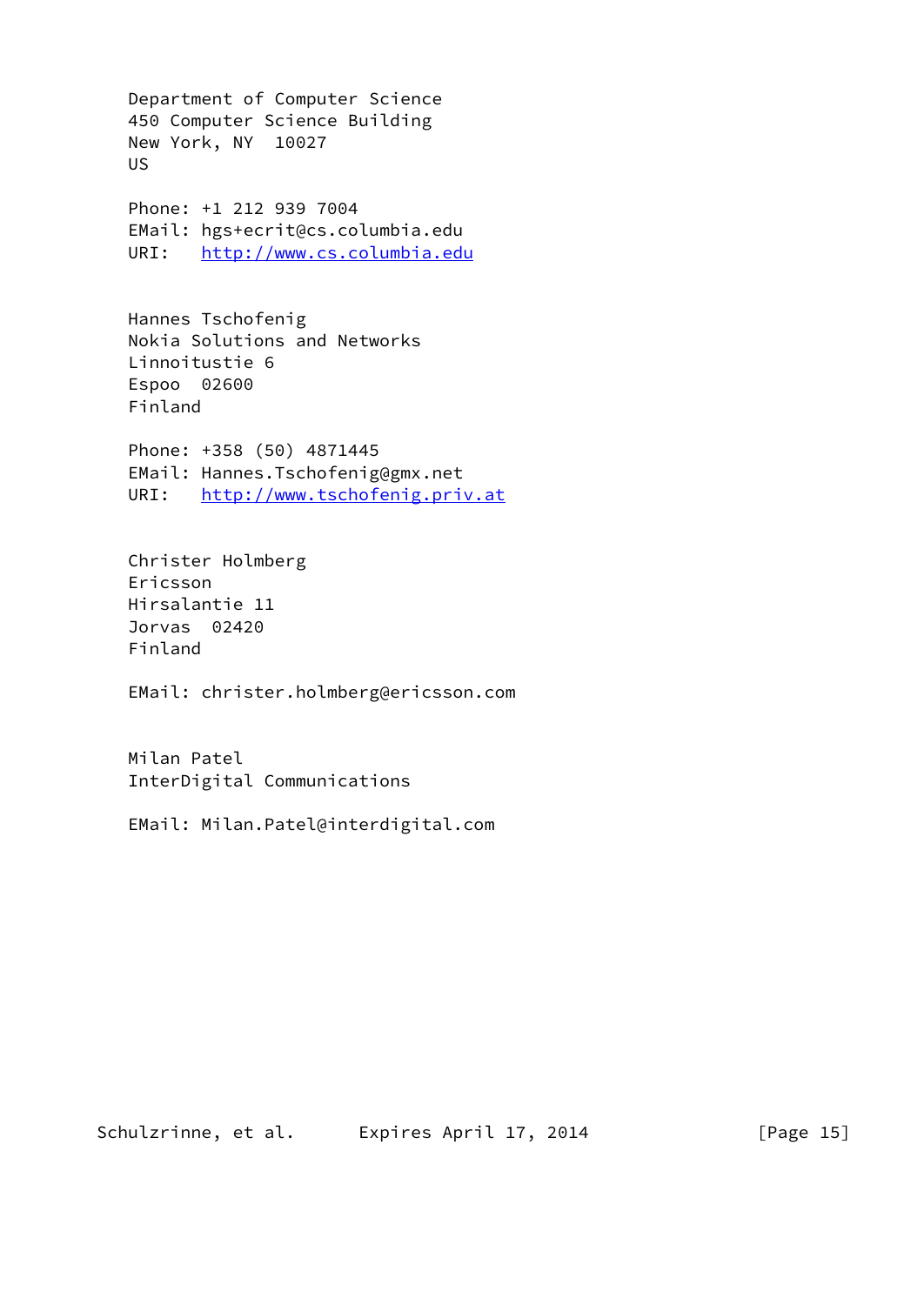Department of Computer Science
450 Computer Science Building
New York, NY  10027
US

Phone: +1 212 939 7004
EMail: hgs+ecrit@cs.columbia.edu
URI:   http://www.cs.columbia.edu

Hannes Tschofenig
Nokia Solutions and Networks
Linnoitustie 6
Espoo  02600
Finland

Phone: +358 (50) 4871445
EMail: Hannes.Tschofenig@gmx.net
URI:   http://www.tschofenig.priv.at

Christer Holmberg
Ericsson
Hirsalantie 11
Jorvas  02420
Finland

EMail: christer.holmberg@ericsson.com

Milan Patel
InterDigital Communications

EMail: Milan.Patel@interdigital.com